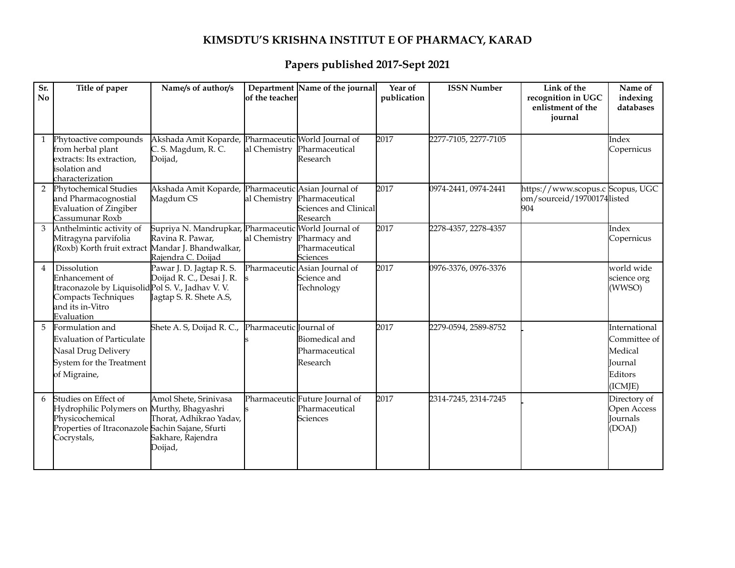# KIMSDTU'S KRISHNA INSTITUT E OF PHARMACY, KARAD

## Papers published 2017-Sept 2021

| Sr. No | Title of paper | Name/s of author/s | Department of the teacher | Name of the journal | Year of publication | ISSN Number | Link of the recognition in UGC enlistment of the journal | Name of indexing databases |
|---|---|---|---|---|---|---|---|---|
| 1 | Phytoactive compounds from herbal plant extracts: Its extraction, isolation and characterization | Akshada Amit Koparde, C. S. Magdum, R. C. Doijad, | Pharmaceutical Chemistry | World Journal of Pharmaceutical Research | 2017 | 2277-7105, 2277-7105 | | Index Copernicus |
| 2 | Phytochemical Studies and Pharmacognostial Evaluation of Zingiber Cassumunar Roxb | Akshada Amit Koparde, Magdum CS | Pharmaceutical Chemistry | Asian Journal of Pharmaceutical Sciences and Clinical Research | 2017 | 0974-2441, 0974-2441 | https://www.scopus.com/sourceid/19700174904 | Scopus, UGC listed |
| 3 | Anthelmintic activity of Mitragyna parvifolia (Roxb) Korth fruit extract | Supriya N. Mandrupkar, Ravina R. Pawar, Mandar J. Bhandwalkar, Rajendra C. Doijad | Pharmaceutical Chemistry | World Journal of Pharmacy and Pharmaceutical Sciences | 2017 | 2278-4357, 2278-4357 | | Index Copernicus |
| 4 | Dissolution Enhancement of Itraconazole by Liquisolid Compacts Techniques and its in-Vitro Evaluation | Pawar J. D. Jagtap R. S. Doijad R. C., Desai J. R. Pol S. V., Jadhav V. V. Jagtap S. R. Shete A.S, | Pharmaceutics | Asian Journal of Science and Technology | 2017 | 0976-3376, 0976-3376 | | world wide science org (WWSO) |
| 5 | Formulation and Evaluation of Particulate Nasal Drug Delivery System for the Treatment of Migraine, | Shete A. S, Doijad R. C., | Pharmaceutics | Journal of Biomedical and Pharmaceutical Research | 2017 | 2279-0594, 2589-8752 | | International Committee of Medical Journal Editors (ICMJE) |
| 6 | Studies on Effect of Hydrophilic Polymers on Physicochemical Properties of Itraconazole Cocrystals, | Amol Shete, Srinivasa Murthy, Bhagyashri Thorat, Adhikrao Yadav, Sachin Sajane, Sfurti Sakhare, Rajendra Doijad, | Pharmaceutics | Future Journal of Pharmaceutical Sciences | 2017 | 2314-7245, 2314-7245 | | Directory of Open Access Journals (DOAJ) |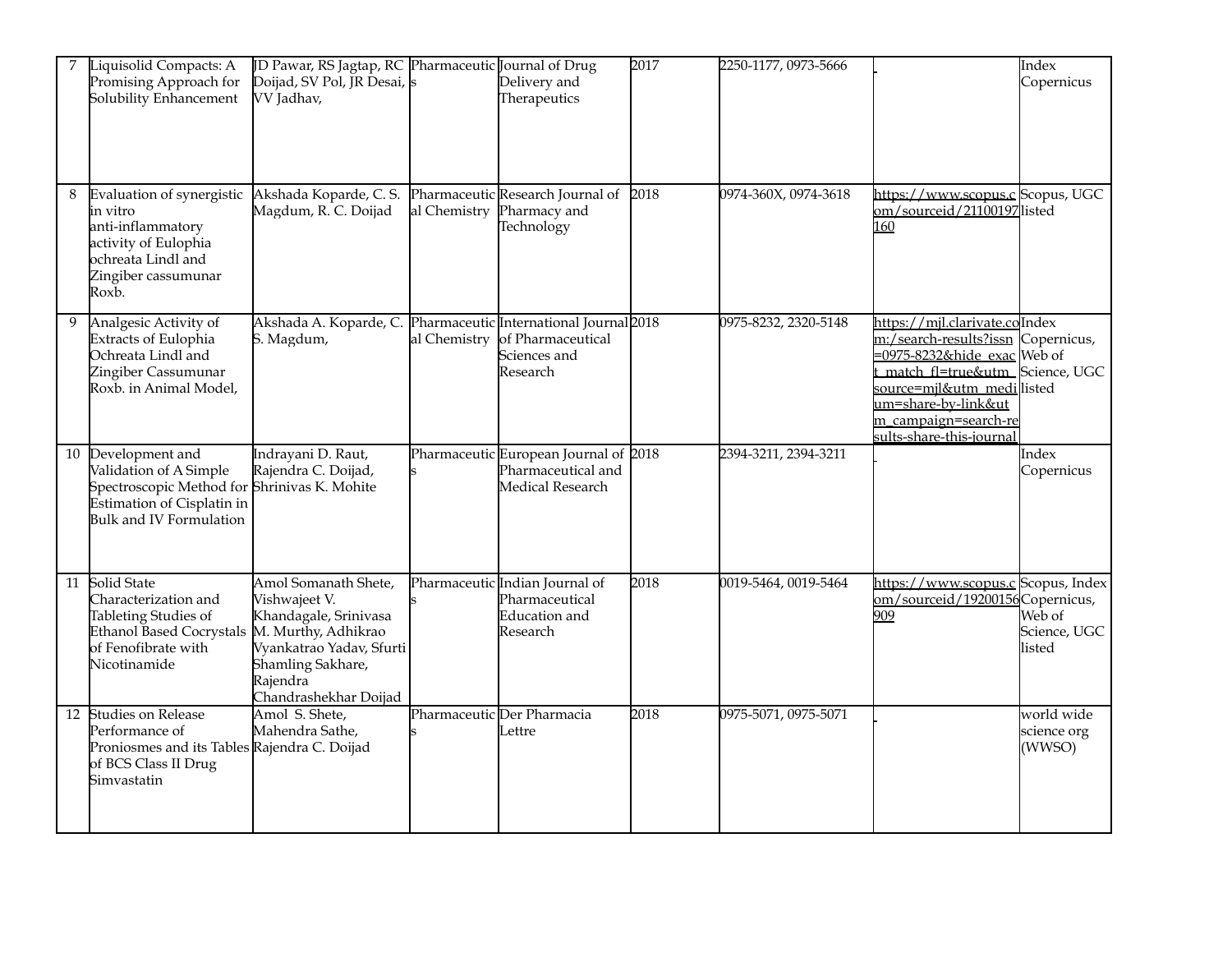| 7 | Liquisolid Compacts: A Promising Approach for Solubility Enhancement | JD Pawar, RS Jagtap, RC Doijad, SV Pol, JR Desai, VV Jadhav, | Pharmaceutics | Journal of Drug Delivery and Therapeutics | 2017 | 2250-1177, 0973-5666 | - | Index Copernicus |
|---|---|---|---|---|---|---|---|---|
| 8 | Evaluation of synergistic in vitro anti-inflammatory activity of Eulophia ochreata Lindl and Zingiber cassumunar Roxb. | Akshada Koparde, C. S. Magdum, R. C. Doijad | Pharmaceutical Chemistry | Research Journal of Pharmacy and Technology | 2018 | 0974-360X, 0974-3618 | https://www.scopus.com/sourceid/21100197160 | Scopus, UGC listed |
| 9 | Analgesic Activity of Extracts of Eulophia Ochreata Lindl and Zingiber Cassumunar Roxb. in Animal Model, | Akshada A. Koparde, C. S. Magdum, | Pharmaceutical Chemistry | International Journal of Pharmaceutical Sciences and Research | 2018 | 0975-8232, 2320-5148 | https://mjl.clarivate.com:/search-results?issn=0975-8232&hide_exact_match_fl=true&utm_source=mjl&utm_medium=share-by-link&utm_campaign=search-results-share-this-journal | Index Copernicus, Web of Science, UGC listed |
| 10 | Development and Validation of A Simple Spectroscopic Method for Estimation of Cisplatin in Bulk and IV Formulation | Indrayani D. Raut, Rajendra C. Doijad, Shrinivas K. Mohite | Pharmaceutics | European Journal of Pharmaceutical and Medical Research | 2018 | 2394-3211, 2394-3211 | - | Index Copernicus |
| 11 | Solid State Characterization and Tableting Studies of Ethanol Based Cocrystals of Fenofibrate with Nicotinamide | Amol Somanath Shete, Vishwajeet V. Khandagale, Srinivasa M. Murthy, Adhikrao Vyankatrao Yadav, Sfurti Shamling Sakhare, Rajendra Chandrashekhar Doijad | Pharmaceutics | Indian Journal of Pharmaceutical Education and Research | 2018 | 0019-5464, 0019-5464 | https://www.scopus.com/sourceid/19200156909 | Scopus, Index Copernicus, Web of Science, UGC listed |
| 12 | Studies on Release Performance of Proniosmes and its Tables of BCS Class II Drug Simvastatin | Amol S. Shete, Mahendra Sathe, Rajendra C. Doijad | Pharmaceutics | Der Pharmacia Lettre | 2018 | 0975-5071, 0975-5071 | - | world wide science org (WWSO) |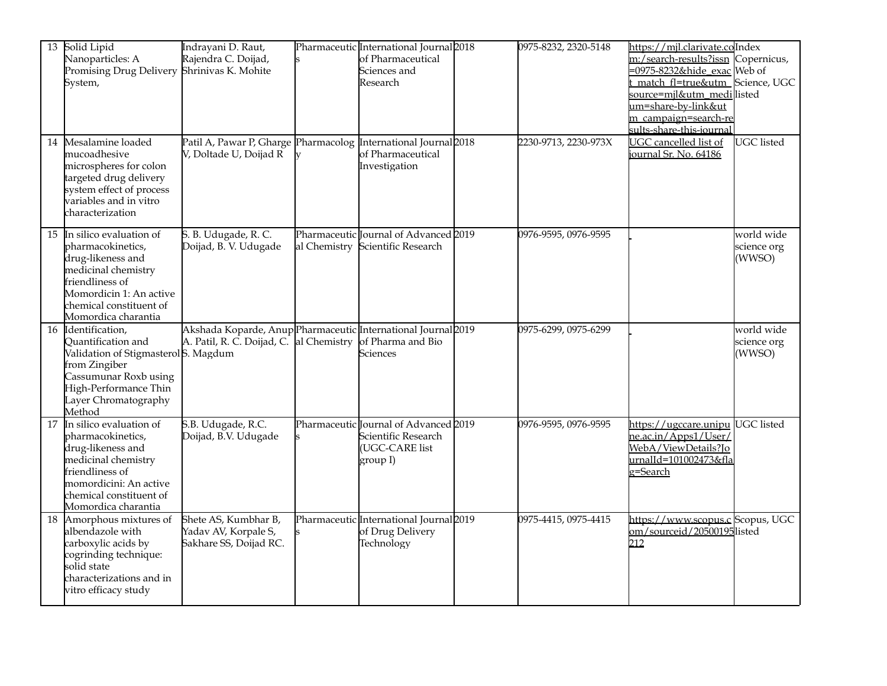| 13 | Solid Lipid Nanoparticles: A Promising Drug Delivery System, | Indrayani D. Raut, Rajendra C. Doijad, Shrinivas K. Mohite | Pharmaceutics | International Journal of Pharmaceutical Sciences and Research | 2018 | | 0975-8232, 2320-5148 | https://mjl.clarivate.com:/search-results?issn=0975-8232&hide_exact_match_fl=true&utm_source=mjl&utm_medium=share-by-link&utm_campaign=search-results-share-this-journal | Index Copernicus, Web of Science, UGC listed |
|---|---|---|---|---|---|---|---|---|---|
| 14 | Mesalamine loaded mucoadhesive microspheres for colon targeted drug delivery system effect of process variables and in vitro characterization | Patil A, Pawar P, Gharge V, Doltade U, Doijad R | Pharmacology | International Journal of Pharmaceutical Investigation | 2018 | | 2230-9713, 2230-973X | UGC cancelled list of journal Sr. No. 64186 | UGC listed |
| 15 | In silico evaluation of pharmacokinetics, drug-likeness and medicinal chemistry friendliness of Momordicin 1: An active chemical constituent of Momordica charantia | S. B. Udugade, R. C. Doijad, B. V. Udugade | Pharmaceutical Chemistry | Journal of Advanced Scientific Research | 2019 | | 0976-9595, 0976-9595 | | world wide science org (WWSO) |
| 16 | Identification, Quantification and Validation of Stigmasterol from Zingiber Cassumunar Roxb using High-Performance Thin Layer Chromatography Method | Akshada Koparde, Anup A. Patil, R. C. Doijad, C. S. Magdum | Pharmaceutical Chemistry | International Journal of Pharma and Bio Sciences | 2019 | | 0975-6299, 0975-6299 | | world wide science org (WWSO) |
| 17 | In silico evaluation of pharmacokinetics, drug-likeness and medicinal chemistry friendliness of momordicini: An active chemical constituent of Momordica charantia | S.B. Udugade, R.C. Doijad, B.V. Udugade | Pharmaceutics | Journal of Advanced Scientific Research (UGC-CARE list group I) | 2019 | | 0976-9595, 0976-9595 | https://ugccare.unipune.ac.in/Apps1/User/WebA/ViewDetails?JournalId=101002473&flag=Search | UGC listed |
| 18 | Amorphous mixtures of albendazole with carboxylic acids by cogrinding technique: solid state characterizations and in vitro efficacy study | Shete AS, Kumbhar B, Yadav AV, Korpale S, Sakhare SS, Doijad RC. | Pharmaceutics | International Journal of Drug Delivery Technology | 2019 | | 0975-4415, 0975-4415 | https://www.scopus.com/sourceid/20500195212 | Scopus, UGC listed |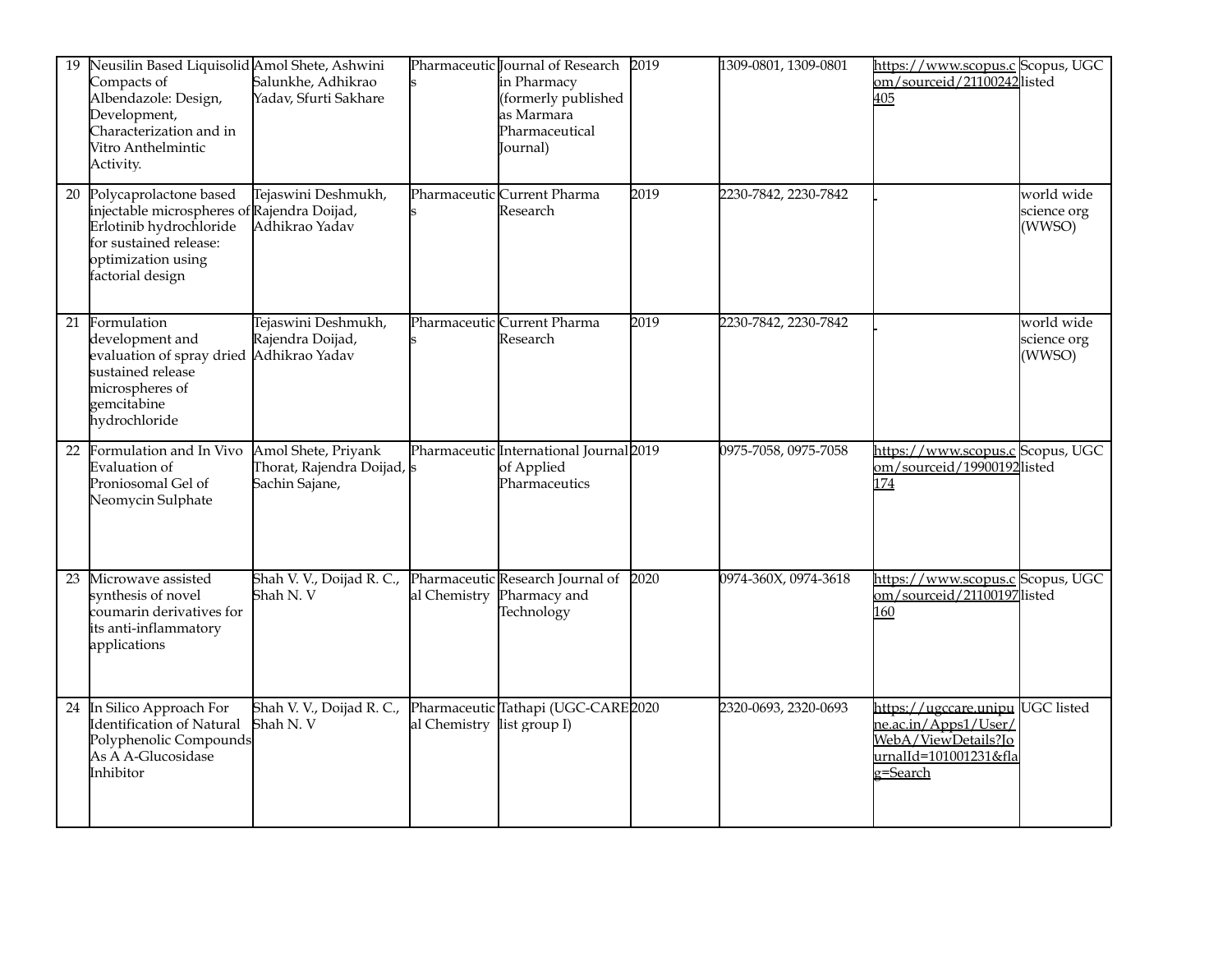| 19 | Neusilin Based Liquisolid Compacts of Albendazole: Design, Development, Characterization and in Vitro Anthelmintic Activity. | Amol Shete, Ashwini Salunkhe, Adhikrao Yadav, Sfurti Sakhare | Pharmaceutics | Journal of Research in Pharmacy (formerly published as Marmara Pharmaceutical Journal) | 2019 | 1309-0801, 1309-0801 | https://www.scopus.com/sourceid/21100242405 | Scopus, UGC listed |
|---|---|---|---|---|---|---|---|---|
| 20 | Polycaprolactone based injectable microspheres of Erlotinib hydrochloride for sustained release: optimization using factorial design | Tejaswini Deshmukh, Rajendra Doijad, Adhikrao Yadav | Pharmaceutics | Current Pharma Research | 2019 | 2230-7842, 2230-7842 | | world wide science org (WWSO) |
| 21 | Formulation development and evaluation of spray dried sustained release microspheres of gemcitabine hydrochloride | Tejaswini Deshmukh, Rajendra Doijad, Adhikrao Yadav | Pharmaceutics | Current Pharma Research | 2019 | 2230-7842, 2230-7842 | | world wide science org (WWSO) |
| 22 | Formulation and In Vivo Evaluation of Proniosomal Gel of Neomycin Sulphate | Amol Shete, Priyank Thorat, Rajendra Doijad, Sachin Sajane, | Pharmaceutics | International Journal of Applied Pharmaceutics | 2019 | 0975-7058, 0975-7058 | https://www.scopus.com/sourceid/19900192174 | Scopus, UGC listed |
| 23 | Microwave assisted synthesis of novel coumarin derivatives for its anti-inflammatory applications | Shah V. V., Doijad R. C., Shah N. V | Pharmaceutical Chemistry | Research Journal of Pharmacy and Technology | 2020 | 0974-360X, 0974-3618 | https://www.scopus.com/sourceid/21100197160 | Scopus, UGC listed |
| 24 | In Silico Approach For Identification of Natural Polyphenolic Compounds As A A-Glucosidase Inhibitor | Shah V. V., Doijad R. C., Shah N. V | Pharmaceutical Chemistry | Tathapi (UGC-CARE list group I) | 2020 | 2320-0693, 2320-0693 | https://ugccare.unipune.ac.in/Apps1/User/WebA/ViewDetails?JournalId=101001231&flag=Search | UGC listed |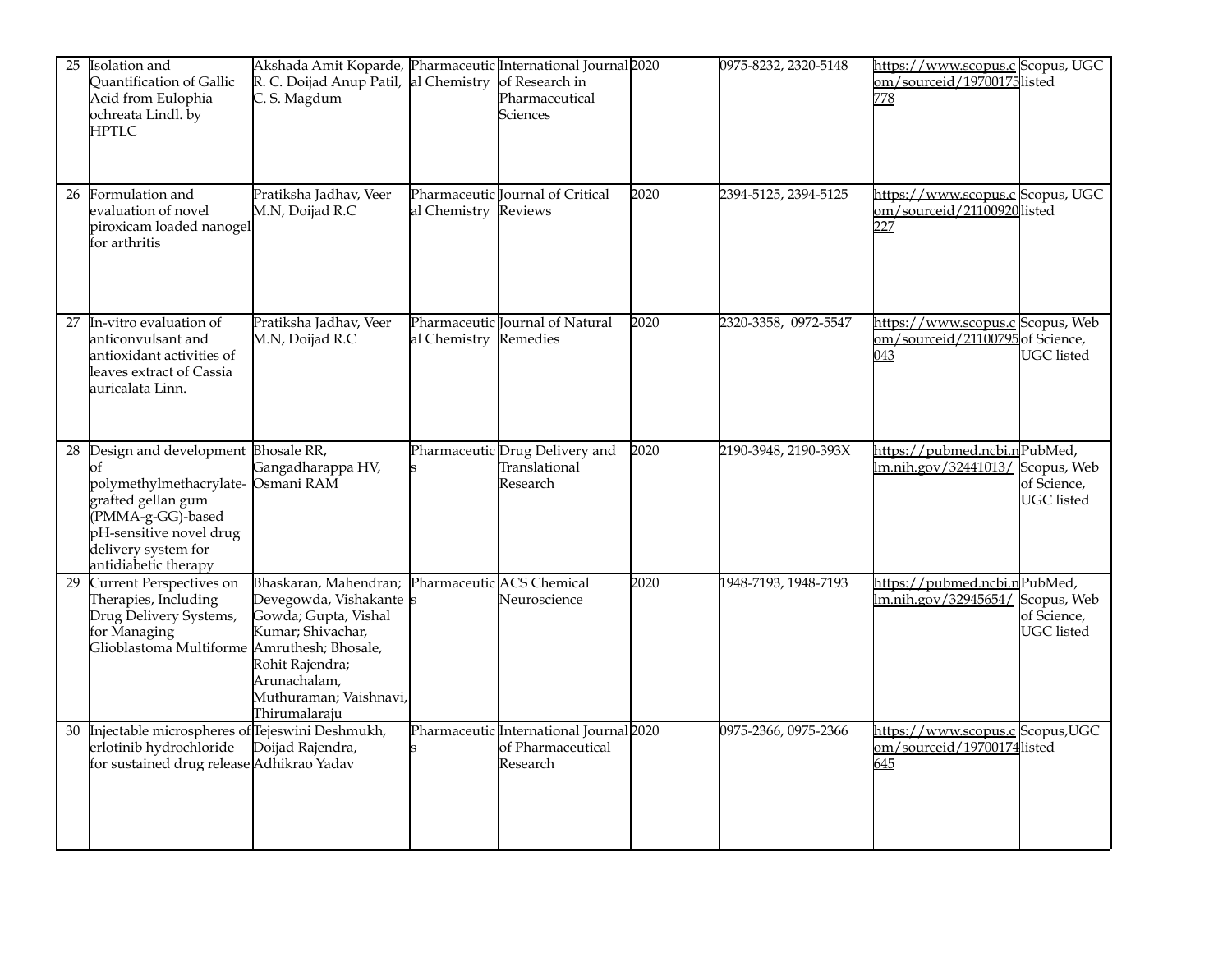| 25 | Isolation and Quantification of Gallic Acid from Eulophia ochreata Lindl. by HPTLC | Akshada Amit Koparde, R. C. Doijad Anup Patil, C. S. Magdum | Pharmaceutical Chemistry | International Journal of Research in Pharmaceutical Sciences | 2020 | 0975-8232, 2320-5148 | https://www.scopus.com/sourceid/19700175778 | Scopus, UGC listed |
|---|---|---|---|---|---|---|---|---|
| 26 | Formulation and evaluation of novel piroxicam loaded nanogel for arthritis | Pratiksha Jadhav, Veer M.N, Doijad R.C | Pharmaceutical Chemistry | Journal of Critical Reviews | 2020 | 2394-5125, 2394-5125 | https://www.scopus.com/sourceid/21100920227 | Scopus, UGC listed |
| 27 | In-vitro evaluation of anticonvulsant and antioxidant activities of leaves extract of Cassia auricalata Linn. | Pratiksha Jadhav, Veer M.N, Doijad R.C | Pharmaceutical Chemistry | Journal of Natural Remedies | 2020 | 2320-3358, 0972-5547 | https://www.scopus.com/sourceid/21100795043 | Scopus, Web of Science, UGC listed |
| 28 | Design and development of polymethylmethacrylate-grafted gellan gum (PMMA-g-GG)-based pH-sensitive novel drug delivery system for antidiabetic therapy | Bhosale RR, Gangadharappa HV, Osmani RAM | Pharmaceutics | Drug Delivery and Translational Research | 2020 | 2190-3948, 2190-393X | https://pubmed.ncbi.nlm.nih.gov/32441013/ | PubMed, Scopus, Web of Science, UGC listed |
| 29 | Current Perspectives on Therapies, Including Drug Delivery Systems, for Managing Glioblastoma Multiforme | Bhaskaran, Mahendran; Devegowda, Vishakante Gowda; Gupta, Vishal Kumar; Shivachar, Amruthesh; Bhosale, Rohit Rajendra; Arunachalam, Muthuraman; Vaishnavi, Thirumalaraju | Pharmaceutics | ACS Chemical Neuroscience | 2020 | 1948-7193, 1948-7193 | https://pubmed.ncbi.nlm.nih.gov/32945654/ | PubMed, Scopus, Web of Science, UGC listed |
| 30 | Injectable microspheres of erlotinib hydrochloride for sustained drug release | Tejeswini Deshmukh, Doijad Rajendra, Adhikrao Yadav | Pharmaceutics | International Journal of Pharmaceutical Research | 2020 | 0975-2366, 0975-2366 | https://www.scopus.com/sourceid/19700174645 | Scopus,UGC listed |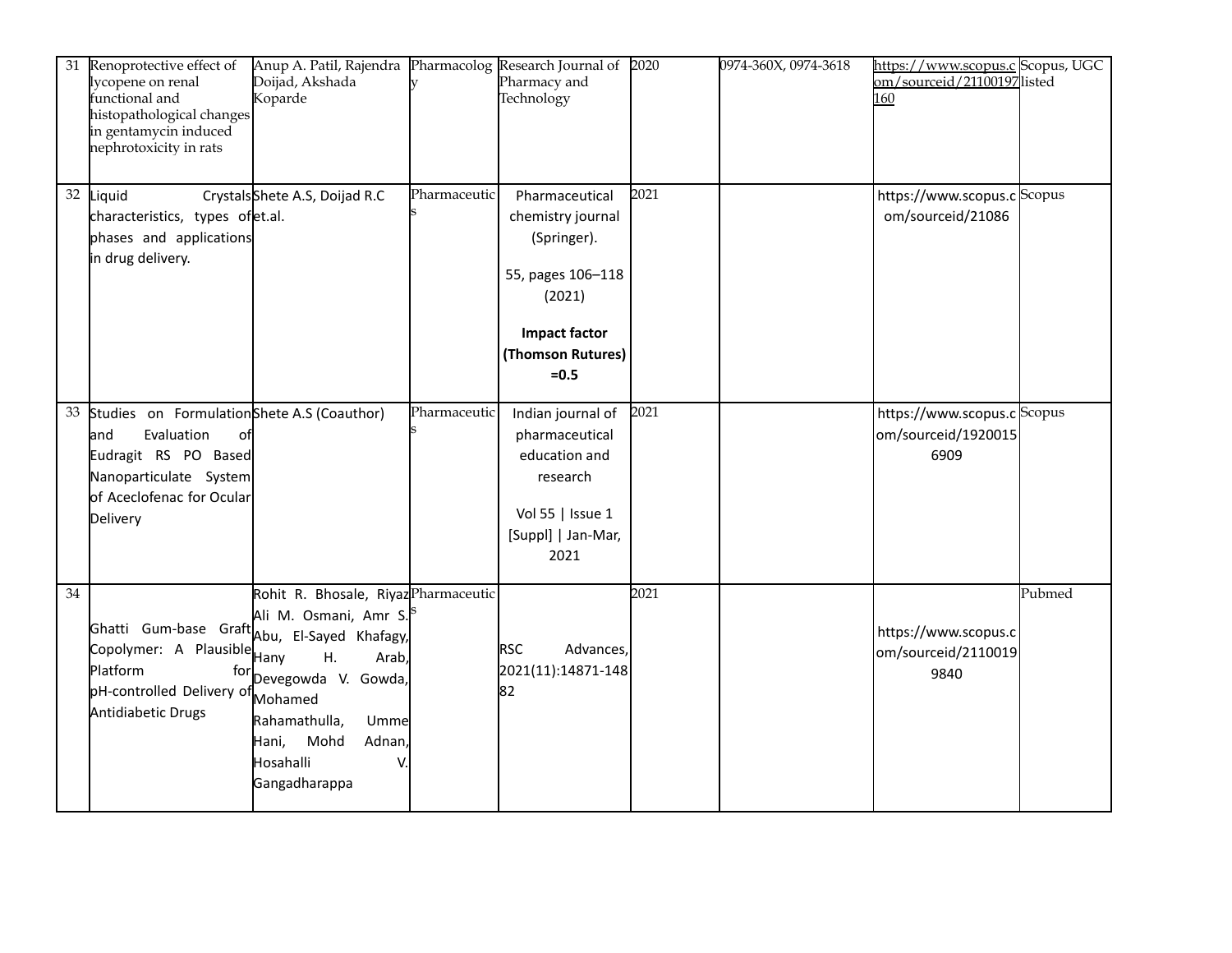| | | | | | | | | |
|---|---|---|---|---|---|---|---|---|
| 31 | Renoprotective effect of lycopene on renal functional and histopathological changes in gentamycin induced nephrotoxicity in rats | Anup A. Patil, Rajendra Doijad, Akshada Koparde | Pharmacology | Research Journal of Pharmacy and Technology | 2020 | 0974-360X, 0974-3618 | https://www.scopus.com/sourceid/21100197160 | Scopus, UGC listed |
| 32 | Liquid Crystals characteristics, types of phases and applications in drug delivery. | Shete A.S, Doijad R.C et.al. | Pharmaceutics | Pharmaceutical chemistry journal (Springer).<br><br>55, pages 106–118 (2021)<br><br>**Impact factor (Thomson Rutures) =0.5** | 2021 | | https://www.scopus.com/sourceid/21086 | Scopus |
| 33 | Studies on Formulation and Evaluation of Eudragit RS PO Based Nanoparticulate System of Aceclofenac for Ocular Delivery | Shete A.S (Coauthor) | Pharmaceutics | Indian journal of pharmaceutical education and research<br><br>Vol 55 \| Issue 1 [Suppl] \| Jan-Mar, 2021 | 2021 | | https://www.scopus.com/sourceid/19200156909 | Scopus |
| 34 | Ghatti Gum-base Graft Copolymer: A Plausible Platform for pH-controlled Delivery of Antidiabetic Drugs | Rohit R. Bhosale, Riyaz Ali M. Osmani, Amr S. Abu, El-Sayed Khafagy, Hany H. Arab, Devegowda V. Gowda, Mohamed Rahamathulla, Umme Hani, Mohd Adnan, Hosahalli V. Gangadharappa | Pharmaceutics | RSC Advances, 2021(11):14871-14882 | 2021 | | https://www.scopus.com/sourceid/21100199840 | Pubmed |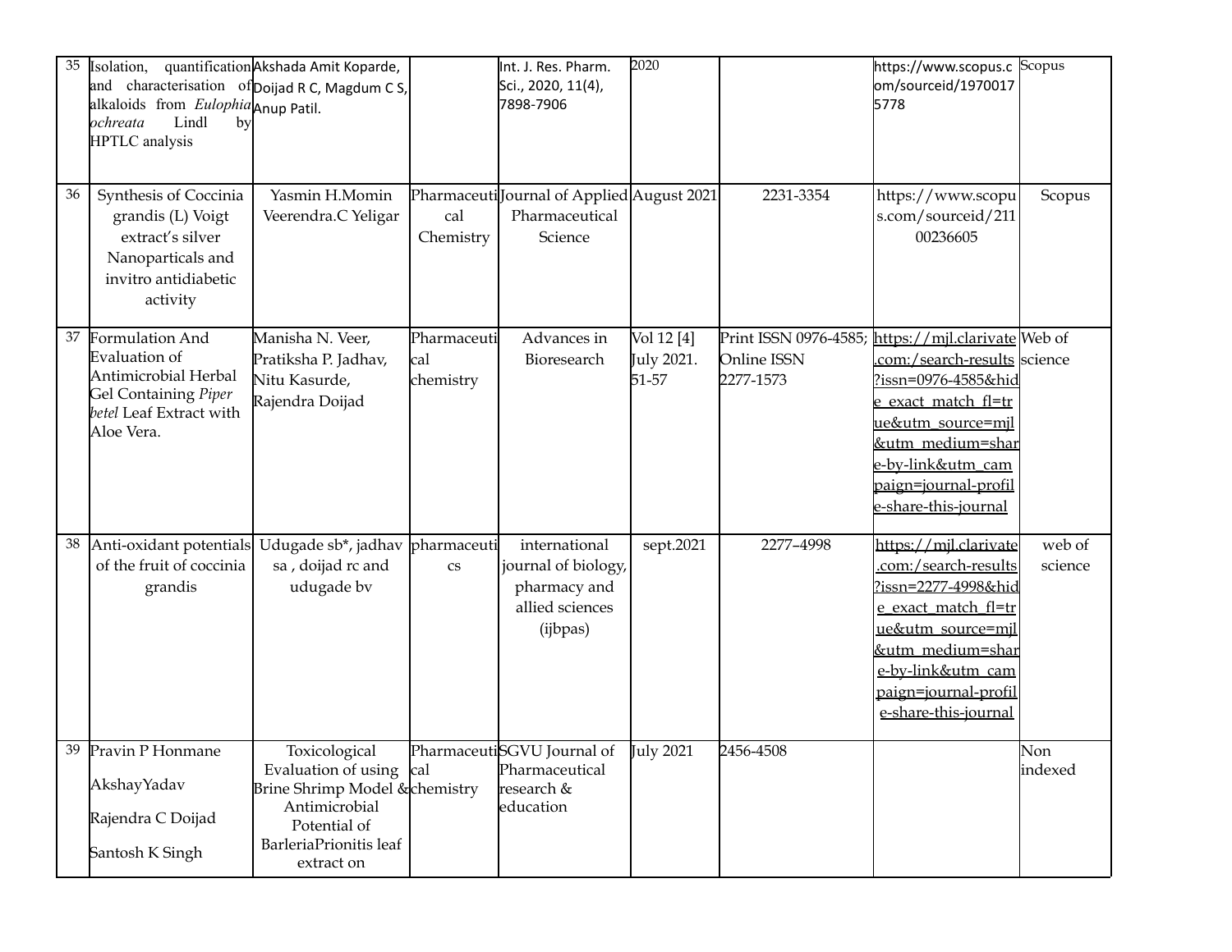| 35 | Isolation, quantification and characterisation of alkaloids from *Eulophia ochreata* Lindl by HPTLC analysis | Akshada Amit Koparde, Doijad R C, Magdum C S, Anup Patil. | | Int. J. Res. Pharm. Sci., 2020, 11(4), 7898-7906 | 2020 | | https://www.scopus.com/sourceid/19700175778 | Scopus |
|---|---|---|---|---|---|---|---|---|
| 36 | Synthesis of Coccinia grandis (L) Voigt extract's silver Nanoparticals and invitro antidiabetic activity | Yasmin H.Momin Veerendra.C Yeligar | Pharmaceutical Chemistry | Journal of Applied Pharmaceutical Science | August 2021 | 2231-3354 | https://www.scopus.com/sourceid/21100236605 | Scopus |
| 37 | Formulation And Evaluation of Antimicrobial Herbal Gel Containing *Piper betel* Leaf Extract with Aloe Vera. | Manisha N. Veer, Pratiksha P. Jadhav, Nitu Kasurde, Rajendra Doijad | Pharmaceutical chemistry | Advances in Bioresearch | Vol 12 [4] July 2021. 51-57 | Print ISSN 0976-4585; Online ISSN 2277-1573 | https://mjl.clarivate.com:/search-results?issn=0976-4585&hide_exact_match_fl=true&utm_source=mjl&utm_medium=share-by-link&utm_campaign=journal-profile-share-this-journal | Web of science |
| 38 | Anti-oxidant potentials of the fruit of coccinia grandis | Udugade sb*, jadhav sa , doijad rc and udugade bv | pharmaceutics | international journal of biology, pharmacy and allied sciences (ijbpas) | sept.2021 | 2277–4998 | https://mjl.clarivate.com:/search-results?issn=2277-4998&hide_exact_match_fl=true&utm_source=mjl&utm_medium=share-by-link&utm_campaign=journal-profile-share-this-journal | web of science |
| 39 | Pravin P Honmane<br>AkshayYadav<br>Rajendra C Doijad<br>Santosh K Singh | Toxicological Evaluation of using Brine Shrimp Model & Antimicrobial Potential of BarleriaPrionitis leaf extract on | Pharmaceutical chemistry | SGVU Journal of Pharmaceutical research & education | July 2021 | 2456-4508 | | Non indexed |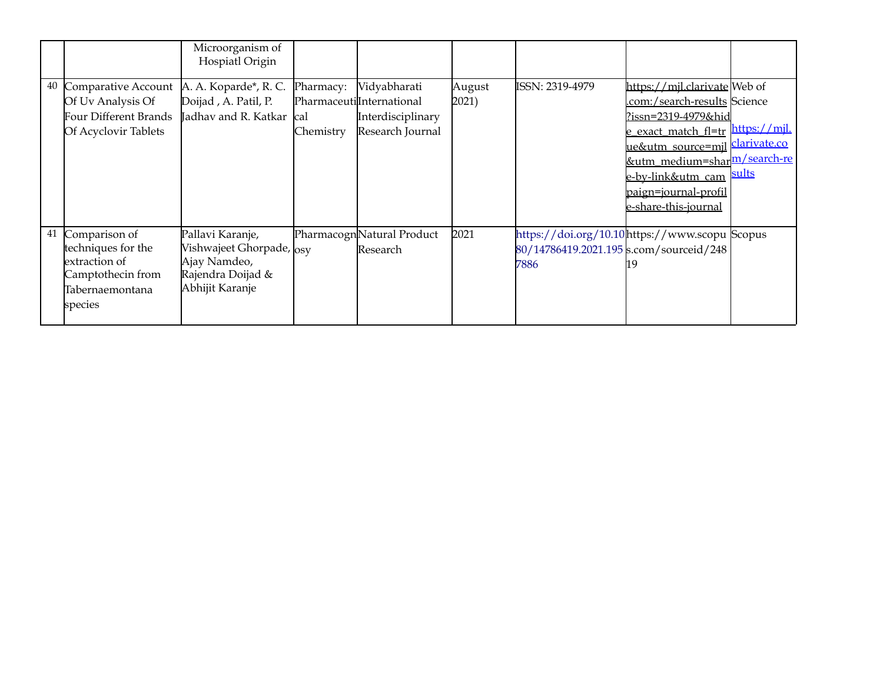| | | | | | | | | |
|---|---|---|---|---|---|---|---|---|
| | | Microorganism of Hospiatl Origin | | | | | | |
| 40 | Comparative Account Of Uv Analysis Of Four Different Brands Of Acyclovir Tablets | A. A. Koparde*, R. C. Doijad , A. Patil, P. Jadhav and R. Katkar | Pharmacy: Pharmaceutical Chemistry | Vidyabharati International Interdisciplinary Research Journal | August 2021) | ISSN: 2319-4979 | https://mjl.clarivate.com:/search-results?issn=2319-4979&hide_exact_match_fl=true&utm_source=mjl&utm_medium=share-by-link&utm_campaign=journal-profile-share-this-journal | Web of Science https://mjl.clarivate.com/search-results |
| 41 | Comparison of techniques for the extraction of Camptothecin from Tabernaemontana species | Pallavi Karanje, Vishwajeet Ghorpade, Ajay Namdeo, Rajendra Doijad & Abhijit Karanje | Pharmacognosy | Natural Product Research | 2021 | https://doi.org/10.1080/14786419.2021.1957886 | https://www.scopus.com/sourceid/24819 | Scopus |